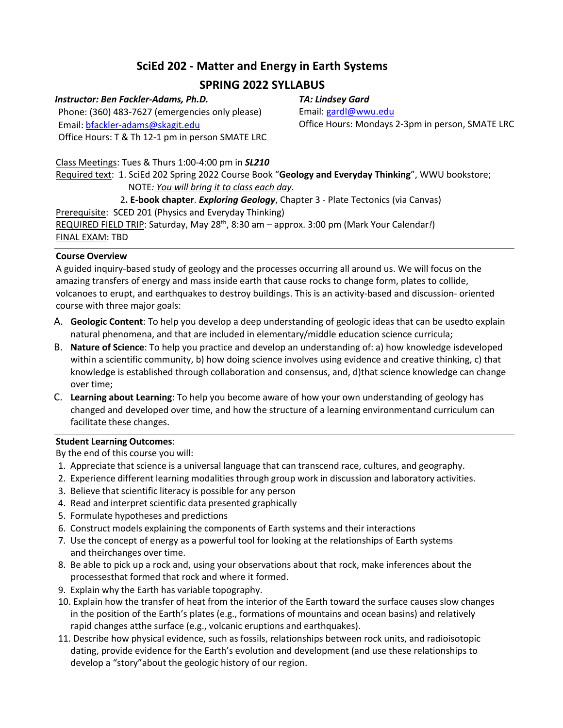# SciEd 202 - Matter and Energy in Earth Systems

## SPRING 2022 SYLLABUS

***Instructor: Ben Fackler-Adams, Ph.D.***
Phone: (360) 483-7627 (emergencies only please)
Email: bfackler-adams@skagit.edu
Office Hours: T & Th 12-1 pm in person SMATE LRC

***TA: Lindsey Gard***
Email: gardl@wwu.edu
Office Hours: Mondays 2-3pm in person, SMATE LRC

Class Meetings: Tues & Thurs 1:00-4:00 pm in ***SL210***
Required text: 1. SciEd 202 Spring 2022 Course Book "**Geology and Everyday Thinking**", WWU bookstore;
NOTE*: You will bring it to class each day*.
2**. E-book chapter**. ***Exploring Geology***, Chapter 3 - Plate Tectonics (via Canvas)
Prerequisite: SCED 201 (Physics and Everyday Thinking)
REQUIRED FIELD TRIP: Saturday, May 28th, 8:30 am – approx. 3:00 pm (Mark Your Calendar*!*)
FINAL EXAM: TBD

---

**Course Overview**

A guided inquiry-based study of geology and the processes occurring all around us. We will focus on the amazing transfers of energy and mass inside earth that cause rocks to change form, plates to collide, volcanoes to erupt, and earthquakes to destroy buildings. This is an activity-based and discussion- oriented course with three major goals:

A. **Geologic Content**: To help you develop a deep understanding of geologic ideas that can be usedto explain natural phenomena, and that are included in elementary/middle education science curricula;
B. **Nature of Science**: To help you practice and develop an understanding of: a) how knowledge isdeveloped within a scientific community, b) how doing science involves using evidence and creative thinking, c) that knowledge is established through collaboration and consensus, and, d)that science knowledge can change over time;
C. **Learning about Learning**: To help you become aware of how your own understanding of geology has changed and developed over time, and how the structure of a learning environmentand curriculum can facilitate these changes.

---

**Student Learning Outcomes**:

By the end of this course you will:

1. Appreciate that science is a universal language that can transcend race, cultures, and geography.
2. Experience different learning modalities through group work in discussion and laboratory activities.
3. Believe that scientific literacy is possible for any person
4. Read and interpret scientific data presented graphically
5. Formulate hypotheses and predictions
6. Construct models explaining the components of Earth systems and their interactions
7. Use the concept of energy as a powerful tool for looking at the relationships of Earth systems and theirchanges over time.
8. Be able to pick up a rock and, using your observations about that rock, make inferences about the processesthat formed that rock and where it formed.
9. Explain why the Earth has variable topography.
10. Explain how the transfer of heat from the interior of the Earth toward the surface causes slow changes in the position of the Earth's plates (e.g., formations of mountains and ocean basins) and relatively rapid changes atthe surface (e.g., volcanic eruptions and earthquakes).
11. Describe how physical evidence, such as fossils, relationships between rock units, and radioisotopic dating, provide evidence for the Earth's evolution and development (and use these relationships to develop a "story"about the geologic history of our region.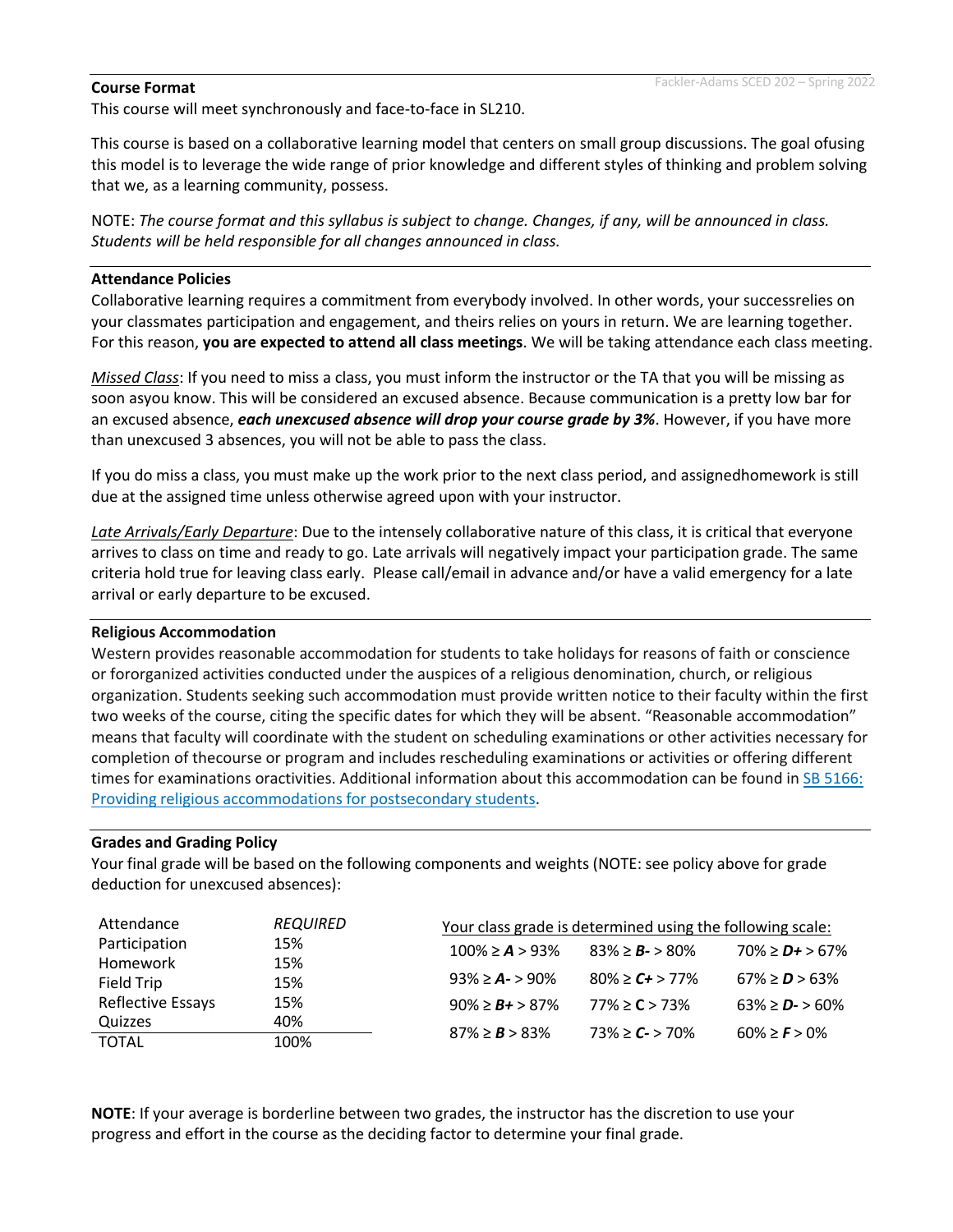**Course Format**

This course will meet synchronously and face-to-face in SL210.

This course is based on a collaborative learning model that centers on small group discussions. The goal ofusing this model is to leverage the wide range of prior knowledge and different styles of thinking and problem solving that we, as a learning community, possess.

NOTE: *The course format and this syllabus is subject to change. Changes, if any, will be announced in class. Students will be held responsible for all changes announced in class.*

**Attendance Policies**

Collaborative learning requires a commitment from everybody involved. In other words, your successrelies on your classmates participation and engagement, and theirs relies on yours in return. We are learning together. For this reason, **you are expected to attend all class meetings**. We will be taking attendance each class meeting.

*Missed Class*: If you need to miss a class, you must inform the instructor or the TA that you will be missing as soon asyou know. This will be considered an excused absence. Because communication is a pretty low bar for an excused absence, ***each unexcused absence will drop your course grade by 3%***. However, if you have more than unexcused 3 absences, you will not be able to pass the class.

If you do miss a class, you must make up the work prior to the next class period, and assignedhomework is still due at the assigned time unless otherwise agreed upon with your instructor.

*Late Arrivals/Early Departure*: Due to the intensely collaborative nature of this class, it is critical that everyone arrives to class on time and ready to go. Late arrivals will negatively impact your participation grade. The same criteria hold true for leaving class early. Please call/email in advance and/or have a valid emergency for a late arrival or early departure to be excused.

**Religious Accommodation**

Western provides reasonable accommodation for students to take holidays for reasons of faith or conscience or fororganized activities conducted under the auspices of a religious denomination, church, or religious organization. Students seeking such accommodation must provide written notice to their faculty within the first two weeks of the course, citing the specific dates for which they will be absent. "Reasonable accommodation" means that faculty will coordinate with the student on scheduling examinations or other activities necessary for completion of thecourse or program and includes rescheduling examinations or activities or offering different times for examinations oractivities. Additional information about this accommodation can be found in SB 5166: Providing religious accommodations for postsecondary students.

**Grades and Grading Policy**

Your final grade will be based on the following components and weights (NOTE: see policy above for grade deduction for unexcused absences):

| Component | Weight |
|---|---|
| Attendance | *REQUIRED* |
| Participation | 15% |
| Homework | 15% |
| Field Trip | 15% |
| Reflective Essays | 15% |
| Quizzes | 40% |
| TOTAL | 100% |

Your class grade is determined using the following scale:

| | | |
|---|---|---|
| 100% ≥ ***A*** > 93% | 83% ≥ ***B-*** > 80% | 70% ≥ ***D+*** > 67% |
| 93% ≥ ***A-*** > 90% | 80% ≥ ***C+*** > 77% | 67% ≥ ***D*** > 63% |
| 90% ≥ ***B+*** > 87% | 77% ≥ **C** > 73% | 63% ≥ ***D-*** > 60% |
| 87% ≥ ***B*** > 83% | 73% ≥ ***C-*** > 70% | 60% ≥ ***F*** > 0% |

**NOTE**: If your average is borderline between two grades, the instructor has the discretion to use your progress and effort in the course as the deciding factor to determine your final grade.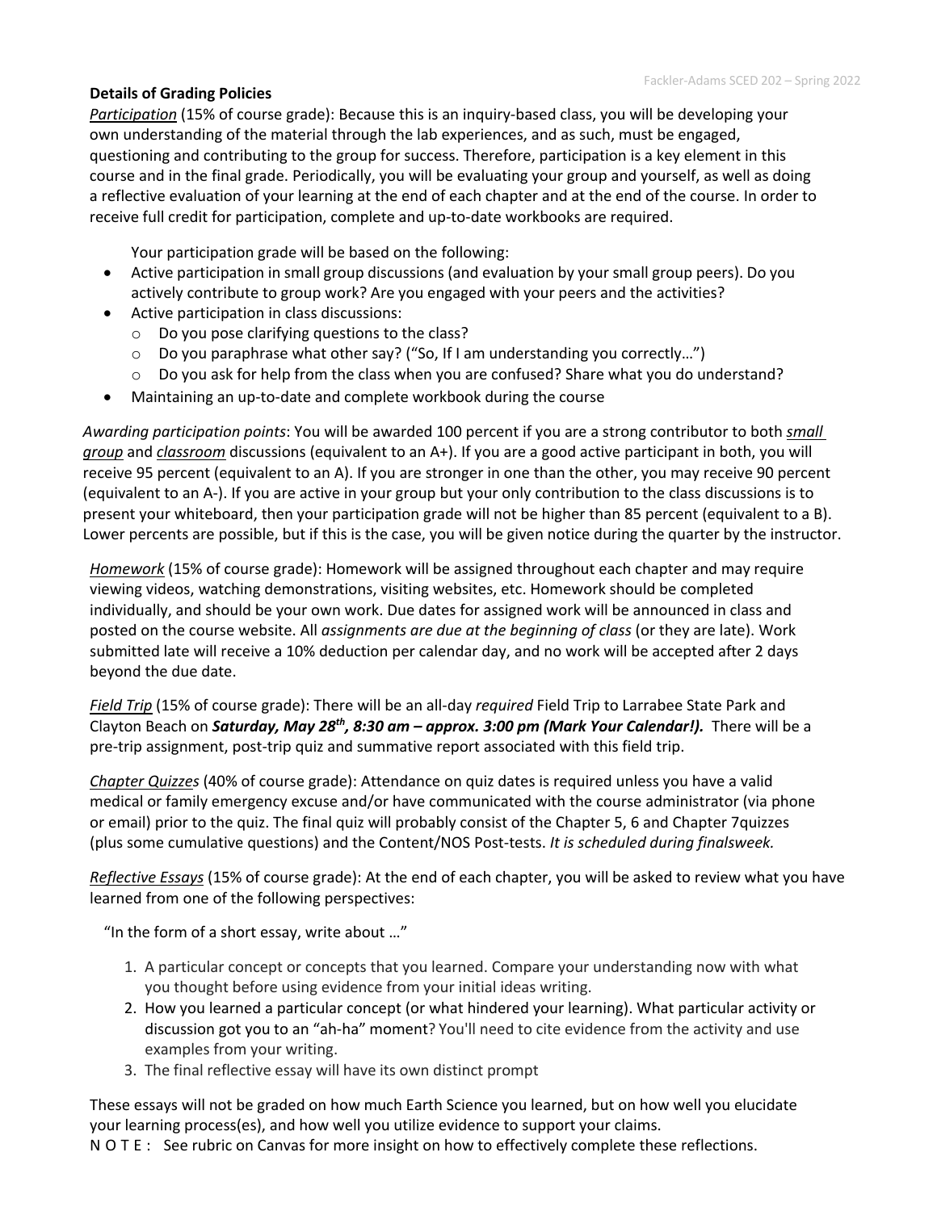**Details of Grading Policies**

*Participation* (15% of course grade): Because this is an inquiry-based class, you will be developing your own understanding of the material through the lab experiences, and as such, must be engaged, questioning and contributing to the group for success. Therefore, participation is a key element in this course and in the final grade. Periodically, you will be evaluating your group and yourself, as well as doing a reflective evaluation of your learning at the end of each chapter and at the end of the course. In order to receive full credit for participation, complete and up-to-date workbooks are required.

Your participation grade will be based on the following:

- Active participation in small group discussions (and evaluation by your small group peers). Do you actively contribute to group work? Are you engaged with your peers and the activities?
- Active participation in class discussions:
  - Do you pose clarifying questions to the class?
  - Do you paraphrase what other say? ("So, If I am understanding you correctly…")
  - Do you ask for help from the class when you are confused? Share what you do understand?
- Maintaining an up-to-date and complete workbook during the course

*Awarding participation points*: You will be awarded 100 percent if you are a strong contributor to both *small group* and *classroom* discussions (equivalent to an A+). If you are a good active participant in both, you will receive 95 percent (equivalent to an A). If you are stronger in one than the other, you may receive 90 percent (equivalent to an A-). If you are active in your group but your only contribution to the class discussions is to present your whiteboard, then your participation grade will not be higher than 85 percent (equivalent to a B). Lower percents are possible, but if this is the case, you will be given notice during the quarter by the instructor.

*Homework* (15% of course grade): Homework will be assigned throughout each chapter and may require viewing videos, watching demonstrations, visiting websites, etc. Homework should be completed individually, and should be your own work. Due dates for assigned work will be announced in class and posted on the course website. All *assignments are due at the beginning of class* (or they are late). Work submitted late will receive a 10% deduction per calendar day, and no work will be accepted after 2 days beyond the due date.

*Field Trip* (15% of course grade): There will be an all-day *required* Field Trip to Larrabee State Park and Clayton Beach on ***Saturday, May 28th, 8:30 am – approx. 3:00 pm (Mark Your Calendar!).*** There will be a pre-trip assignment, post-trip quiz and summative report associated with this field trip.

*Chapter Quizzes* (40% of course grade): Attendance on quiz dates is required unless you have a valid medical or family emergency excuse and/or have communicated with the course administrator (via phone or email) prior to the quiz. The final quiz will probably consist of the Chapter 5, 6 and Chapter 7quizzes (plus some cumulative questions) and the Content/NOS Post-tests. *It is scheduled during finalsweek.*

*Reflective Essays* (15% of course grade): At the end of each chapter, you will be asked to review what you have learned from one of the following perspectives:

"In the form of a short essay, write about …"

1. A particular concept or concepts that you learned. Compare your understanding now with what you thought before using evidence from your initial ideas writing.
2. How you learned a particular concept (or what hindered your learning). What particular activity or discussion got you to an "ah-ha" moment? You'll need to cite evidence from the activity and use examples from your writing.
3. The final reflective essay will have its own distinct prompt

These essays will not be graded on how much Earth Science you learned, but on how well you elucidate your learning process(es), and how well you utilize evidence to support your claims.

N O T E : See rubric on Canvas for more insight on how to effectively complete these reflections.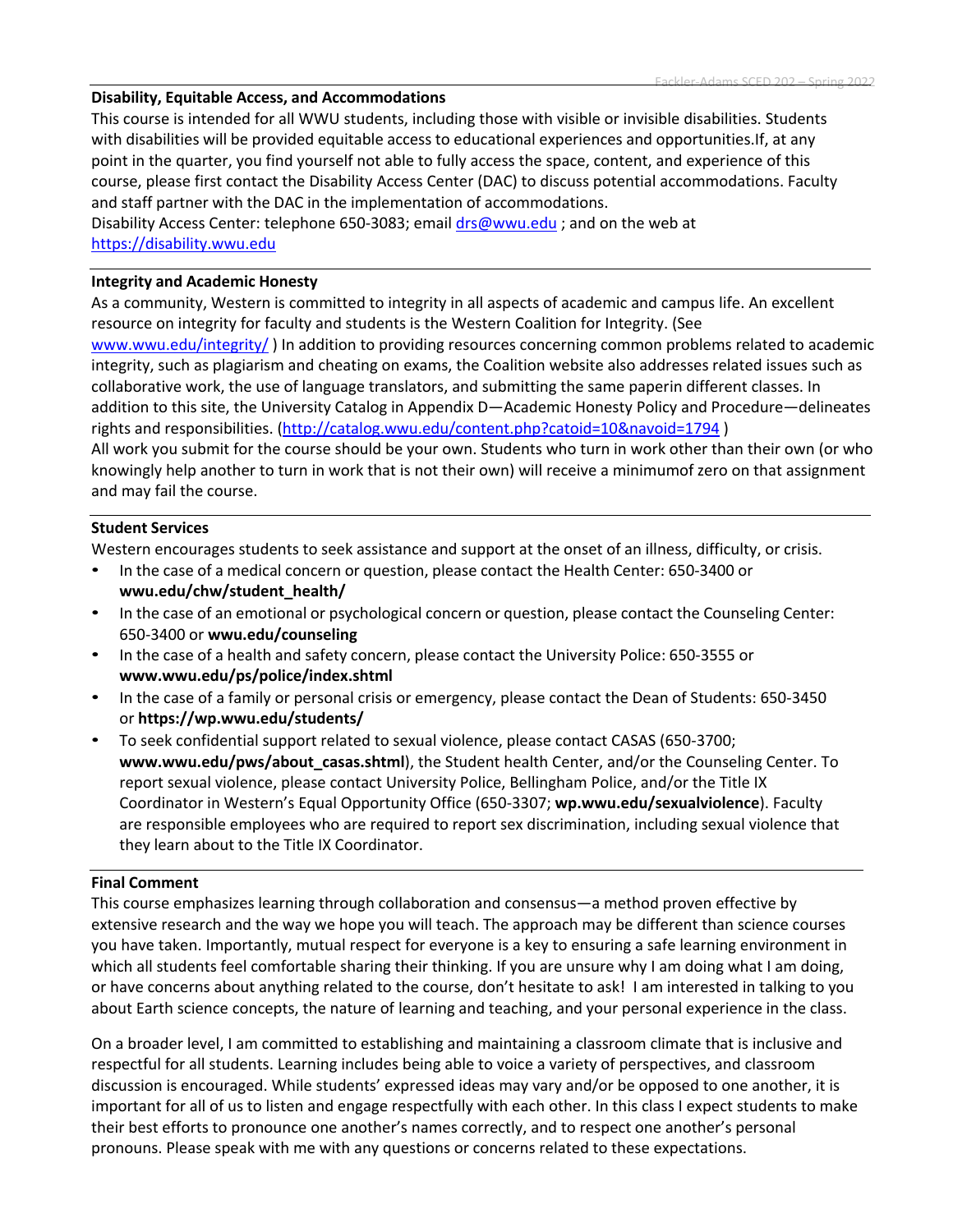### Disability, Equitable Access, and Accommodations

This course is intended for all WWU students, including those with visible or invisible disabilities. Students with disabilities will be provided equitable access to educational experiences and opportunities.If, at any point in the quarter, you find yourself not able to fully access the space, content, and experience of this course, please first contact the Disability Access Center (DAC) to discuss potential accommodations. Faculty and staff partner with the DAC in the implementation of accommodations.
Disability Access Center: telephone 650-3083; email drs@wwu.edu ; and on the web at https://disability.wwu.edu

### Integrity and Academic Honesty

As a community, Western is committed to integrity in all aspects of academic and campus life. An excellent resource on integrity for faculty and students is the Western Coalition for Integrity. (See www.wwu.edu/integrity/ ) In addition to providing resources concerning common problems related to academic integrity, such as plagiarism and cheating on exams, the Coalition website also addresses related issues such as collaborative work, the use of language translators, and submitting the same paperin different classes. In addition to this site, the University Catalog in Appendix D—Academic Honesty Policy and Procedure—delineates rights and responsibilities. (http://catalog.wwu.edu/content.php?catoid=10&navoid=1794 )
All work you submit for the course should be your own. Students who turn in work other than their own (or who knowingly help another to turn in work that is not their own) will receive a minimumof zero on that assignment and may fail the course.

### Student Services

Western encourages students to seek assistance and support at the onset of an illness, difficulty, or crisis.

- In the case of a medical concern or question, please contact the Health Center: 650-3400 or **wwu.edu/chw/student_health/**
- In the case of an emotional or psychological concern or question, please contact the Counseling Center: 650-3400 or **wwu.edu/counseling**
- In the case of a health and safety concern, please contact the University Police: 650-3555 or **www.wwu.edu/ps/police/index.shtml**
- In the case of a family or personal crisis or emergency, please contact the Dean of Students: 650-3450 or **https://wp.wwu.edu/students/**
- To seek confidential support related to sexual violence, please contact CASAS (650-3700; **www.wwu.edu/pws/about_casas.shtml**), the Student health Center, and/or the Counseling Center. To report sexual violence, please contact University Police, Bellingham Police, and/or the Title IX Coordinator in Western's Equal Opportunity Office (650-3307; **wp.wwu.edu/sexualviolence**). Faculty are responsible employees who are required to report sex discrimination, including sexual violence that they learn about to the Title IX Coordinator.

### Final Comment

This course emphasizes learning through collaboration and consensus—a method proven effective by extensive research and the way we hope you will teach. The approach may be different than science courses you have taken. Importantly, mutual respect for everyone is a key to ensuring a safe learning environment in which all students feel comfortable sharing their thinking. If you are unsure why I am doing what I am doing, or have concerns about anything related to the course, don't hesitate to ask! I am interested in talking to you about Earth science concepts, the nature of learning and teaching, and your personal experience in the class.

On a broader level, I am committed to establishing and maintaining a classroom climate that is inclusive and respectful for all students. Learning includes being able to voice a variety of perspectives, and classroom discussion is encouraged. While students' expressed ideas may vary and/or be opposed to one another, it is important for all of us to listen and engage respectfully with each other. In this class I expect students to make their best efforts to pronounce one another's names correctly, and to respect one another's personal pronouns. Please speak with me with any questions or concerns related to these expectations.